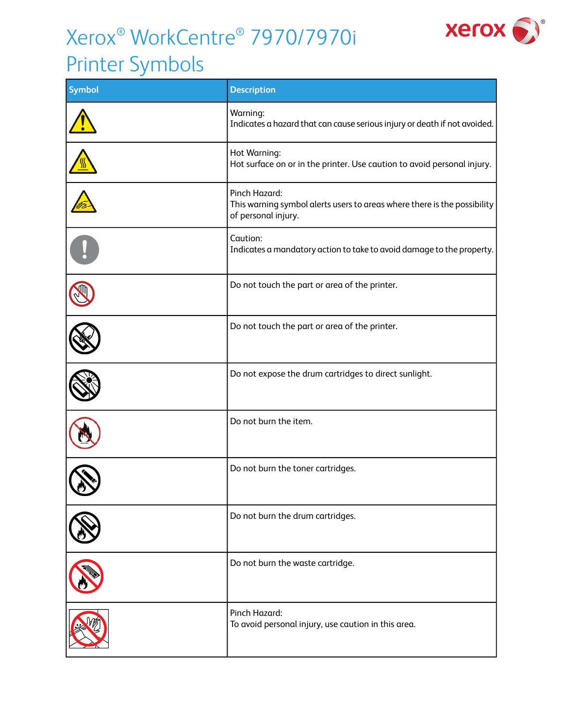# Xerox® WorkCentre® 7970/7970i Printer Symbols

| Symbol | Description |
|---|---|
| | Warning:<br>Indicates a hazard that can cause serious injury or death if not avoided. |
| | Hot Warning:<br>Hot surface on or in the printer. Use caution to avoid personal injury. |
| | Pinch Hazard:<br>This warning symbol alerts users to areas where there is the possibility of personal injury. |
| | Caution:<br>Indicates a mandatory action to take to avoid damage to the property. |
| | Do not touch the part or area of the printer. |
| | Do not touch the part or area of the printer. |
| | Do not expose the drum cartridges to direct sunlight. |
| | Do not burn the item. |
| | Do not burn the toner cartridges. |
| | Do not burn the drum cartridges. |
| | Do not burn the waste cartridge. |
| | Pinch Hazard:<br>To avoid personal injury, use caution in this area. |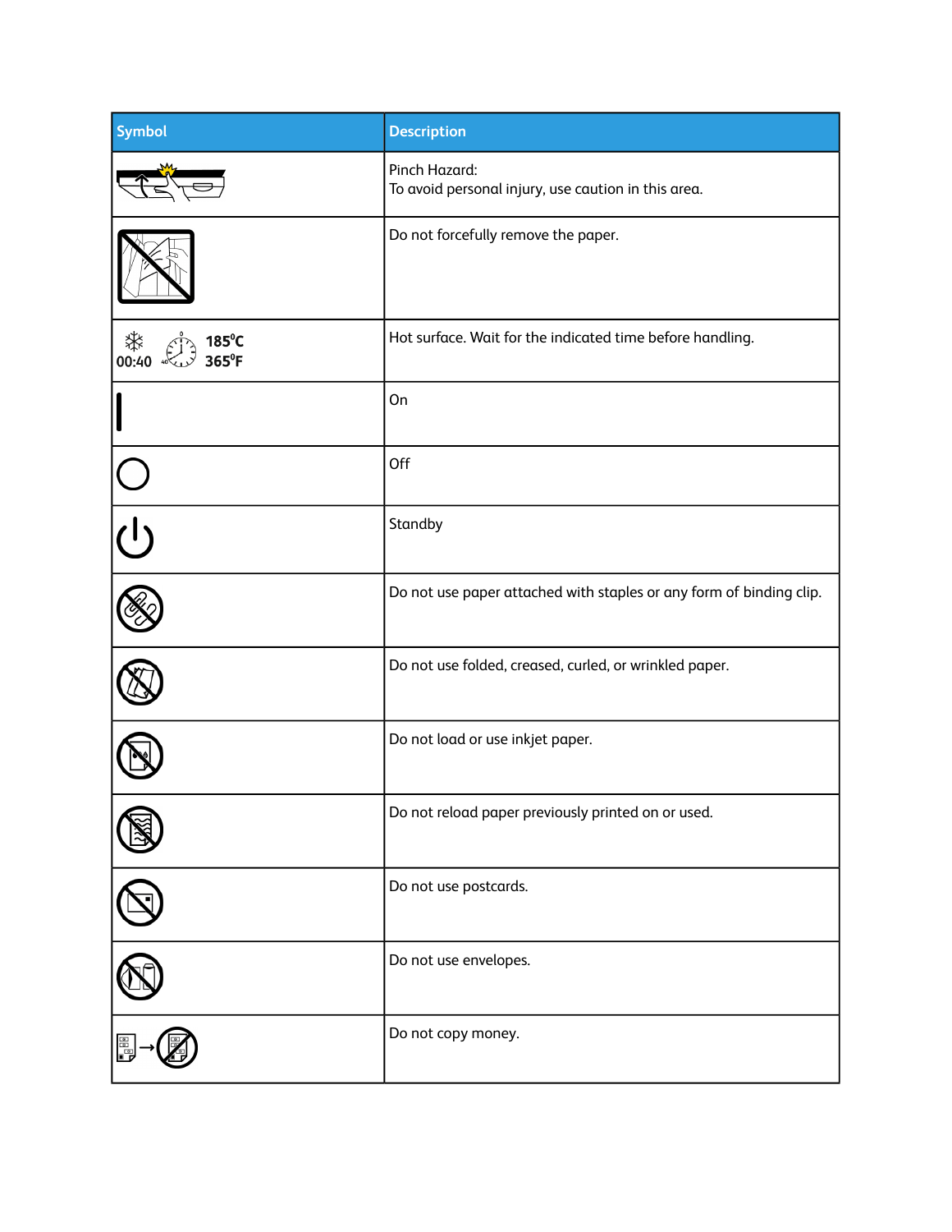| Symbol | Description |
| --- | --- |
| | Pinch Hazard:<br>To avoid personal injury, use caution in this area. |
| | Do not forcefully remove the paper. |
| 00:40 185°C 365°F | Hot surface. Wait for the indicated time before handling. |
| | On |
| | Off |
| | Standby |
| | Do not use paper attached with staples or any form of binding clip. |
| | Do not use folded, creased, curled, or wrinkled paper. |
| | Do not load or use inkjet paper. |
| | Do not reload paper previously printed on or used. |
| | Do not use postcards. |
| | Do not use envelopes. |
| | Do not copy money. |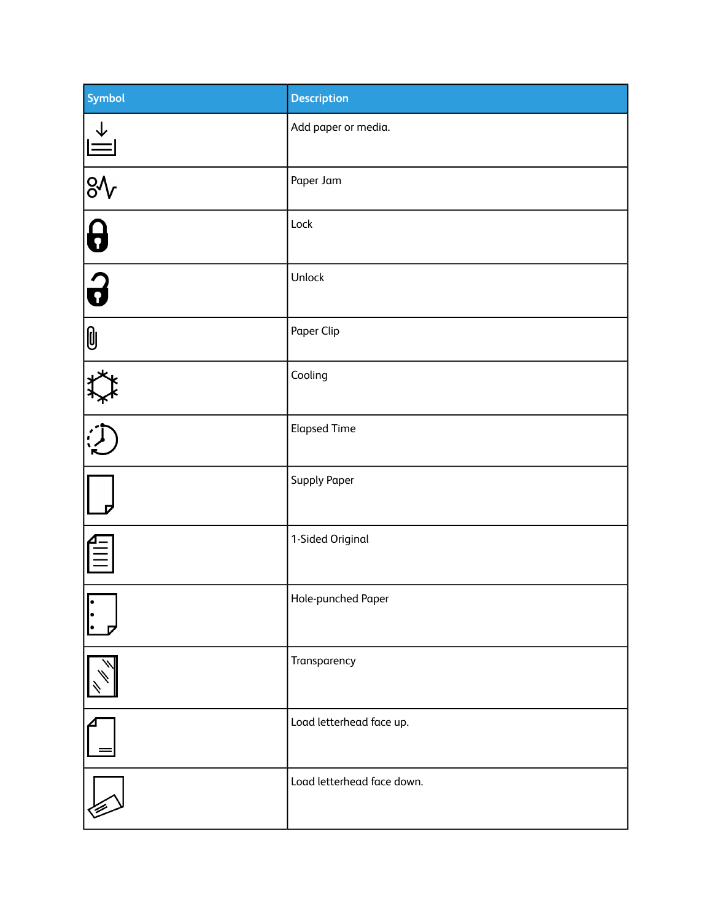| Symbol | Description |
| --- | --- |
| | Add paper or media. |
| | Paper Jam |
| | Lock |
| | Unlock |
| | Paper Clip |
| | Cooling |
| | Elapsed Time |
| | Supply Paper |
| | 1-Sided Original |
| | Hole-punched Paper |
| | Transparency |
| | Load letterhead face up. |
| | Load letterhead face down. |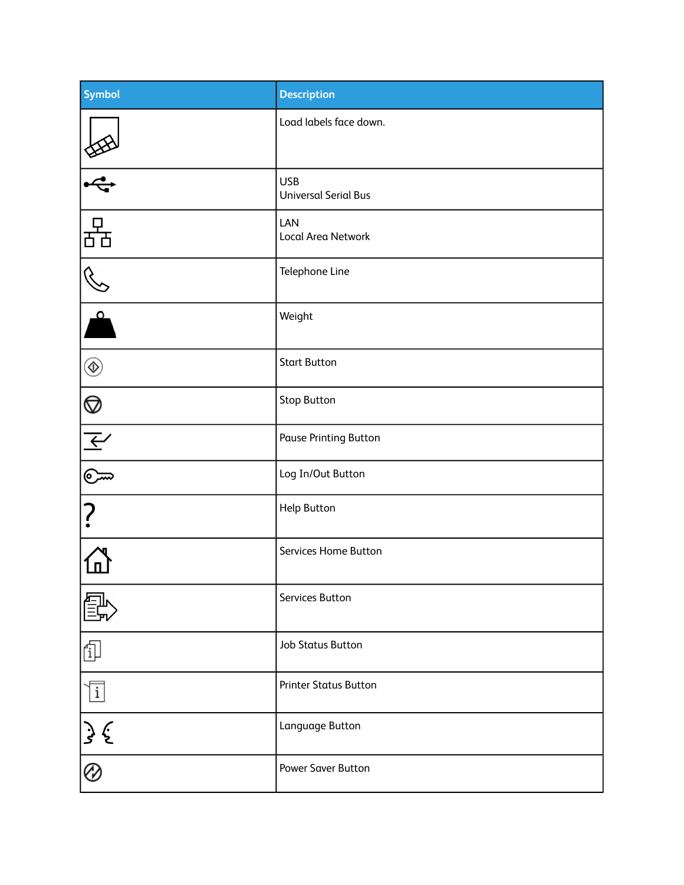| Symbol | Description |
| --- | --- |
| | Load labels face down. |
| | USB<br>Universal Serial Bus |
| | LAN<br>Local Area Network |
| | Telephone Line |
| | Weight |
| | Start Button |
| | Stop Button |
| | Pause Printing Button |
| | Log In/Out Button |
| ? | Help Button |
| | Services Home Button |
| | Services Button |
| | Job Status Button |
| | Printer Status Button |
| | Language Button |
| | Power Saver Button |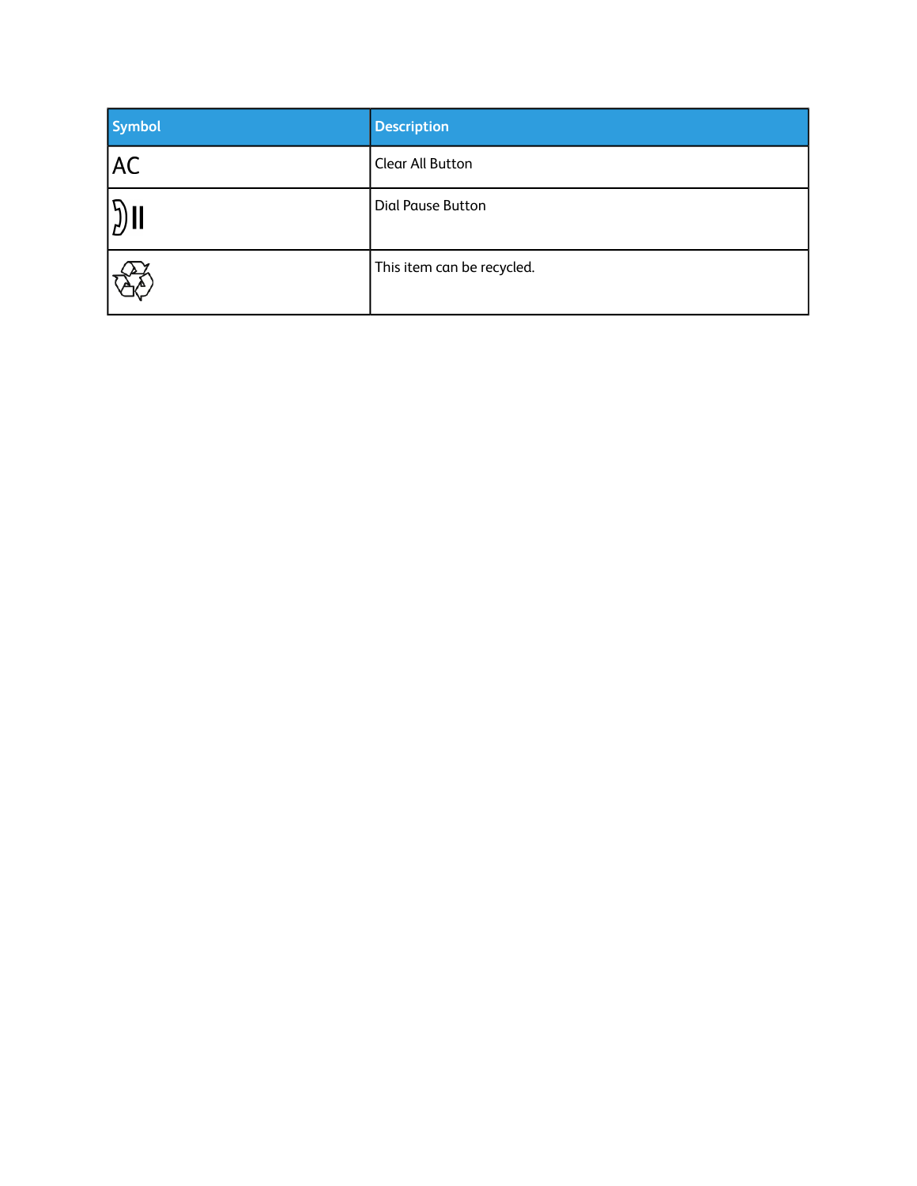| Symbol | Description |
| --- | --- |
| AC | Clear All Button |
|  | Dial Pause Button |
|  | This item can be recycled. |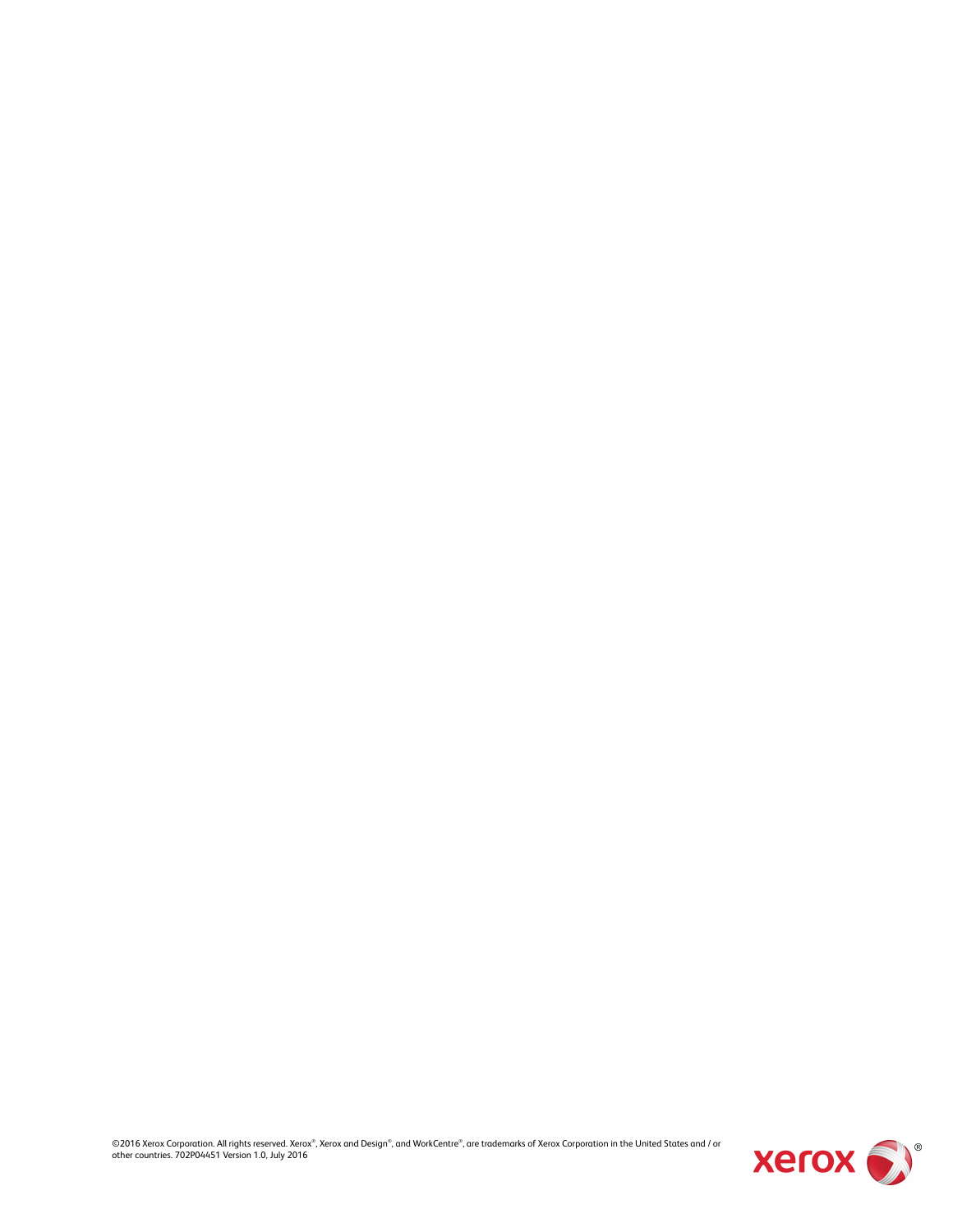©2016 Xerox Corporation. All rights reserved. Xerox®, Xerox and Design®, and WorkCentre®, are trademarks of Xerox Corporation in the United States and / or other countries. 702P04451 Version 1.0, July 2016